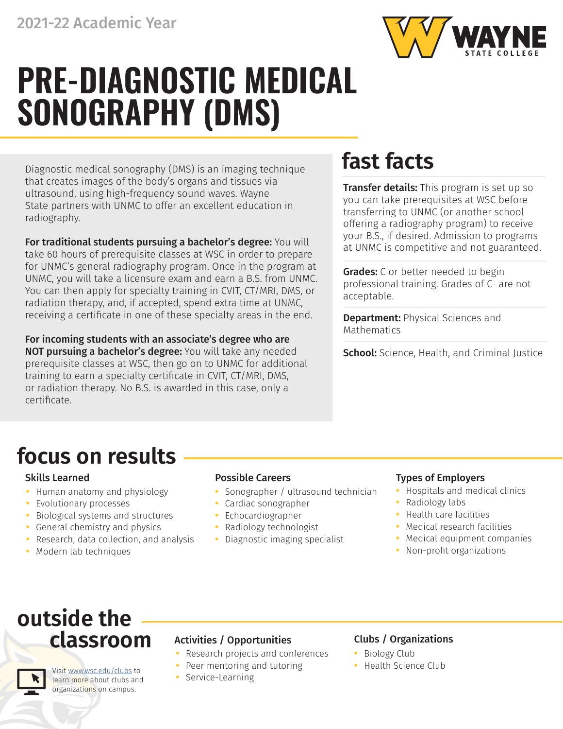2021-22 Academic Year

WAYNE STATE COLLEGE

# PRE-DIAGNOSTIC MEDICAL SONOGRAPHY (DMS)

Diagnostic medical sonography (DMS) is an imaging technique that creates images of the body's organs and tissues via ultrasound, using high-frequency sound waves. Wayne State partners with UNMC to offer an excellent education in radiography.

**For traditional students pursuing a bachelor's degree:** You will take 60 hours of prerequisite classes at WSC in order to prepare for UNMC's general radiography program. Once in the program at UNMC, you will take a licensure exam and earn a B.S. from UNMC. You can then apply for specialty training in CVIT, CT/MRI, DMS, or radiation therapy, and, if accepted, spend extra time at UNMC, receiving a certificate in one of these specialty areas in the end.

**For incoming students with an associate's degree who are NOT pursuing a bachelor's degree:** You will take any needed prerequisite classes at WSC, then go on to UNMC for additional training to earn a specialty certificate in CVIT, CT/MRI, DMS, or radiation therapy. No B.S. is awarded in this case, only a certificate.

## fast facts

**Transfer details:** This program is set up so you can take prerequisites at WSC before transferring to UNMC (or another school offering a radiography program) to receive your B.S., if desired. Admission to programs at UNMC is competitive and not guaranteed.

**Grades:** C or better needed to begin professional training. Grades of C- are not acceptable.

**Department:** Physical Sciences and Mathematics

**School:** Science, Health, and Criminal Justice

## focus on results

### Skills Learned

- Human anatomy and physiology
- Evolutionary processes
- Biological systems and structures
- General chemistry and physics
- Research, data collection, and analysis
- Modern lab techniques

### Possible Careers

- Sonographer / ultrasound technician
- Cardiac sonographer
- Echocardiographer
- Radiology technologist
- Diagnostic imaging specialist

### Types of Employers

- Hospitals and medical clinics
- Radiology labs
- Health care facilities
- Medical research facilities
- Medical equipment companies
- Non-profit organizations

## outside the classroom

Visit www.wsc.edu/clubs to learn more about clubs and organizations on campus.

### Activities / Opportunities

- Research projects and conferences
- Peer mentoring and tutoring
- Service-Learning

### Clubs / Organizations

- Biology Club
- Health Science Club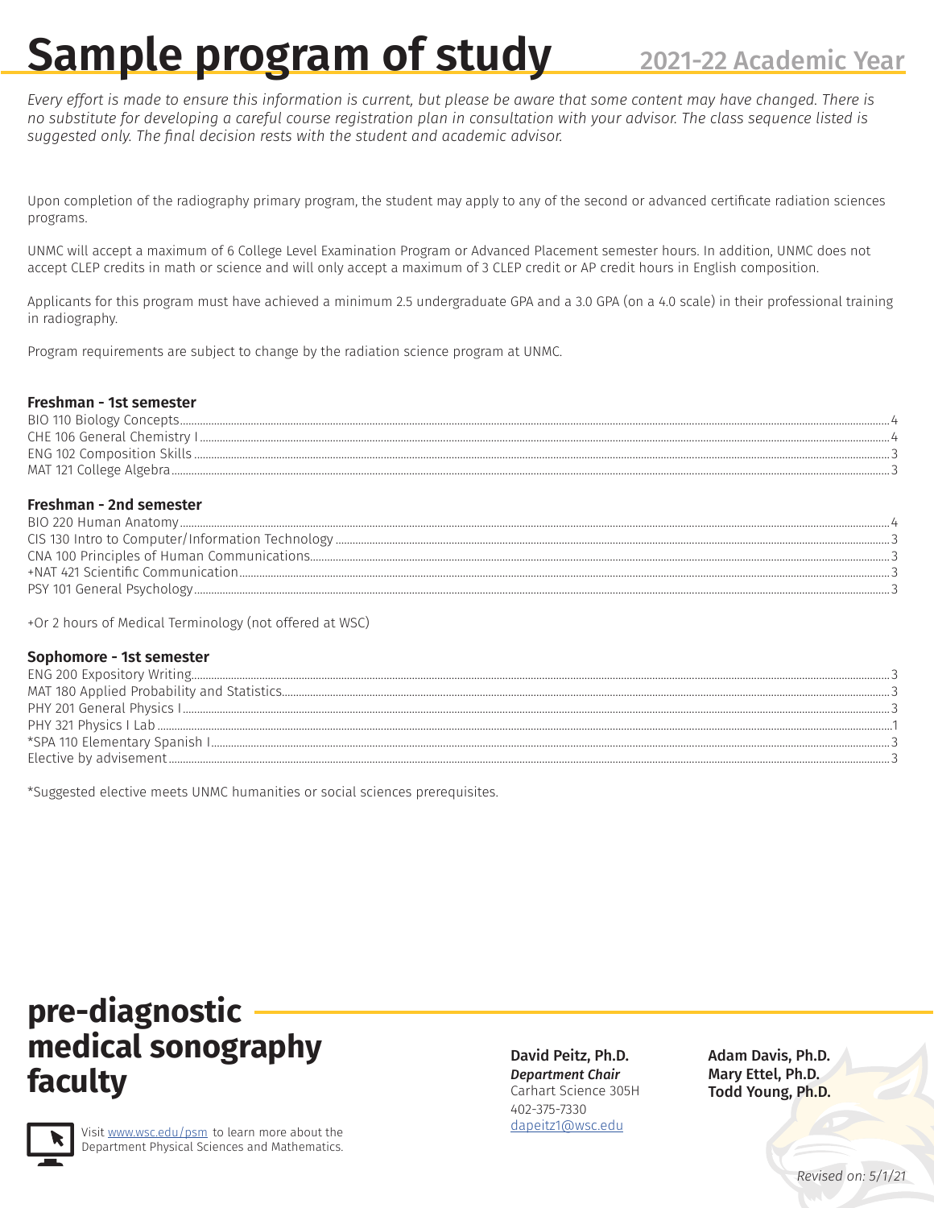# Sample program of study

## 2021-22 Academic Year

*Every effort is made to ensure this information is current, but please be aware that some content may have changed. There is no substitute for developing a careful course registration plan in consultation with your advisor. The class sequence listed is suggested only. The final decision rests with the student and academic advisor.*

Upon completion of the radiography primary program, the student may apply to any of the second or advanced certificate radiation sciences programs.

UNMC will accept a maximum of 6 College Level Examination Program or Advanced Placement semester hours. In addition, UNMC does not accept CLEP credits in math or science and will only accept a maximum of 3 CLEP credit or AP credit hours in English composition.

Applicants for this program must have achieved a minimum 2.5 undergraduate GPA and a 3.0 GPA (on a 4.0 scale) in their professional training in radiography.

Program requirements are subject to change by the radiation science program at UNMC.

### Freshman - 1st semester

| | |
|---|---|
| BIO 110 Biology Concepts | 4 |
| CHE 106 General Chemistry I | 4 |
| ENG 102 Composition Skills | 3 |
| MAT 121 College Algebra | 3 |

### Freshman - 2nd semester

| | |
|---|---|
| BIO 220 Human Anatomy | 4 |
| CIS 130 Intro to Computer/Information Technology | 3 |
| CNA 100 Principles of Human Communications | 3 |
| +NAT 421 Scientific Communication | 3 |
| PSY 101 General Psychology | 3 |

+Or 2 hours of Medical Terminology (not offered at WSC)

### Sophomore - 1st semester

| | |
|---|---|
| ENG 200 Expository Writing | 3 |
| MAT 180 Applied Probability and Statistics | 3 |
| PHY 201 General Physics I | 3 |
| PHY 321 Physics I Lab | 1 |
| *SPA 110 Elementary Spanish I | 3 |
| Elective by advisement | 3 |

*Suggested elective meets UNMC humanities or social sciences prerequisites.

## pre-diagnostic medical sonography faculty

Visit www.wsc.edu/psm to learn more about the Department Physical Sciences and Mathematics.

**David Peitz, Ph.D.**
***Department Chair***
Carhart Science 305H
402-375-7330
dapeitz1@wsc.edu

**Adam Davis, Ph.D.**
**Mary Ettel, Ph.D.**
**Todd Young, Ph.D.**

*Revised on: 5/1/21*